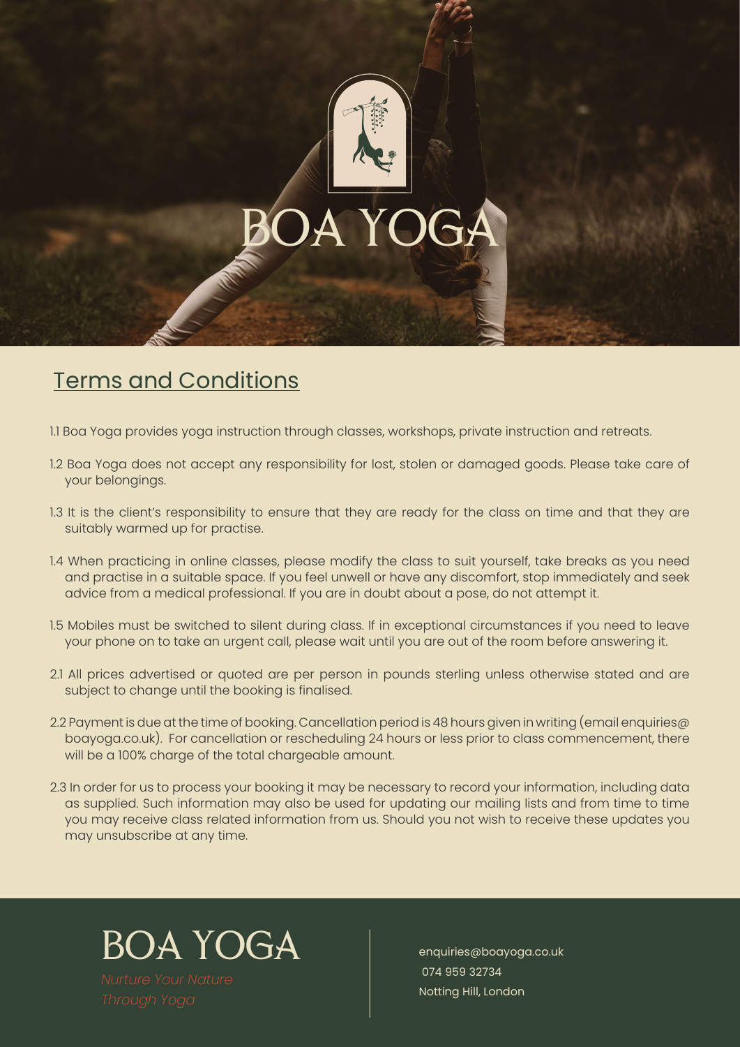# BOA YOGA

## Terms and Conditions

1.1 Boa Yoga provides yoga instruction through classes, workshops, private instruction and retreats.

1.2 Boa Yoga does not accept any responsibility for lost, stolen or damaged goods. Please take care of your belongings.

1.3 It is the client's responsibility to ensure that they are ready for the class on time and that they are suitably warmed up for practise.

1.4 When practicing in online classes, please modify the class to suit yourself, take breaks as you need and practise in a suitable space. If you feel unwell or have any discomfort, stop immediately and seek advice from a medical professional. If you are in doubt about a pose, do not attempt it.

1.5 Mobiles must be switched to silent during class. If in exceptional circumstances if you need to leave your phone on to take an urgent call, please wait until you are out of the room before answering it.

2.1 All prices advertised or quoted are per person in pounds sterling unless otherwise stated and are subject to change until the booking is finalised.

2.2 Payment is due at the time of booking. Cancellation period is 48 hours given in writing (email enquiries@boayoga.co.uk). For cancellation or rescheduling 24 hours or less prior to class commencement, there will be a 100% charge of the total chargeable amount.

2.3 In order for us to process your booking it may be necessary to record your information, including data as supplied. Such information may also be used for updating our mailing lists and from time to time you may receive class related information from us. Should you not wish to receive these updates you may unsubscribe at any time.

BOA YOGA

*Nurture Your Nature Through Yoga*

enquiries@boayoga.co.uk
074 959 32734
Notting Hill, London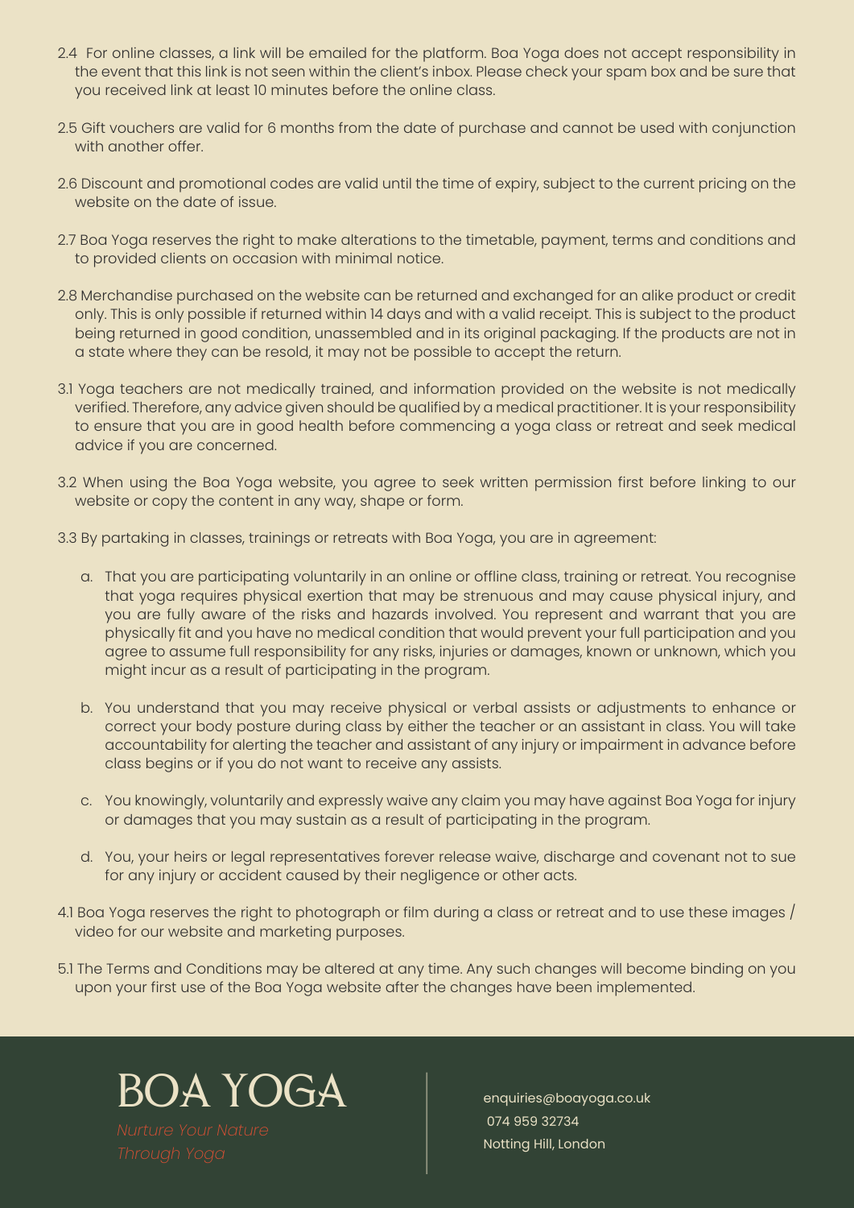2.4 For online classes, a link will be emailed for the platform. Boa Yoga does not accept responsibility in the event that this link is not seen within the client's inbox. Please check your spam box and be sure that you received link at least 10 minutes before the online class.

2.5 Gift vouchers are valid for 6 months from the date of purchase and cannot be used with conjunction with another offer.

2.6 Discount and promotional codes are valid until the time of expiry, subject to the current pricing on the website on the date of issue.

2.7 Boa Yoga reserves the right to make alterations to the timetable, payment, terms and conditions and to provided clients on occasion with minimal notice.

2.8 Merchandise purchased on the website can be returned and exchanged for an alike product or credit only. This is only possible if returned within 14 days and with a valid receipt. This is subject to the product being returned in good condition, unassembled and in its original packaging. If the products are not in a state where they can be resold, it may not be possible to accept the return.

3.1 Yoga teachers are not medically trained, and information provided on the website is not medically verified. Therefore, any advice given should be qualified by a medical practitioner. It is your responsibility to ensure that you are in good health before commencing a yoga class or retreat and seek medical advice if you are concerned.

3.2 When using the Boa Yoga website, you agree to seek written permission first before linking to our website or copy the content in any way, shape or form.

3.3 By partaking in classes, trainings or retreats with Boa Yoga, you are in agreement:

a. That you are participating voluntarily in an online or offline class, training or retreat. You recognise that yoga requires physical exertion that may be strenuous and may cause physical injury, and you are fully aware of the risks and hazards involved. You represent and warrant that you are physically fit and you have no medical condition that would prevent your full participation and you agree to assume full responsibility for any risks, injuries or damages, known or unknown, which you might incur as a result of participating in the program.

b. You understand that you may receive physical or verbal assists or adjustments to enhance or correct your body posture during class by either the teacher or an assistant in class. You will take accountability for alerting the teacher and assistant of any injury or impairment in advance before class begins or if you do not want to receive any assists.

c. You knowingly, voluntarily and expressly waive any claim you may have against Boa Yoga for injury or damages that you may sustain as a result of participating in the program.

d. You, your heirs or legal representatives forever release waive, discharge and covenant not to sue for any injury or accident caused by their negligence or other acts.

4.1 Boa Yoga reserves the right to photograph or film during a class or retreat and to use these images / video for our website and marketing purposes.

5.1 The Terms and Conditions may be altered at any time. Any such changes will become binding on you upon your first use of the Boa Yoga website after the changes have been implemented.

BOA YOGA

*Nurture Your Nature Through Yoga*

enquiries@boayoga.co.uk
074 959 32734
Notting Hill, London